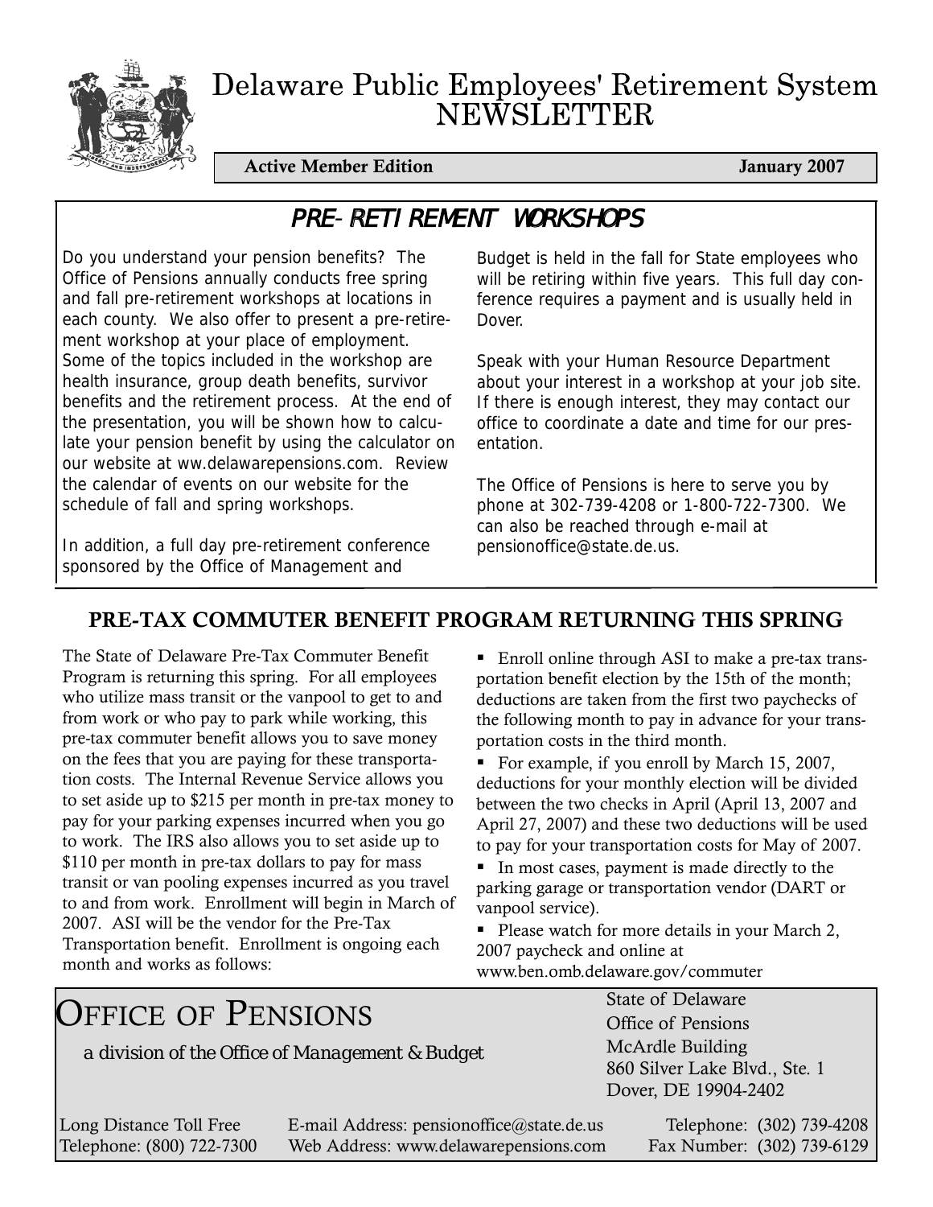# Delaware Public Employees' Retirement System NEWSLETTER

**Active Member Edition** **January 2007**

## *PRE-RETIREMENT WORKSHOPS*

Do you understand your pension benefits? The Office of Pensions annually conducts free spring and fall pre-retirement workshops at locations in each county. We also offer to present a pre-retirement workshop at your place of employment. Some of the topics included in the workshop are health insurance, group death benefits, survivor benefits and the retirement process. At the end of the presentation, you will be shown how to calculate your pension benefit by using the calculator on our website at ww.delawarepensions.com. Review the calendar of events on our website for the schedule of fall and spring workshops.

In addition, a full day pre-retirement conference sponsored by the Office of Management and Budget is held in the fall for State employees who will be retiring within five years. This full day conference requires a payment and is usually held in Dover.

Speak with your Human Resource Department about your interest in a workshop at your job site. If there is enough interest, they may contact our office to coordinate a date and time for our presentation.

The Office of Pensions is here to serve you by phone at 302-739-4208 or 1-800-722-7300. We can also be reached through e-mail at pensionoffice@state.de.us.

## PRE-TAX COMMUTER BENEFIT PROGRAM RETURNING THIS SPRING

The State of Delaware Pre-Tax Commuter Benefit Program is returning this spring. For all employees who utilize mass transit or the vanpool to get to and from work or who pay to park while working, this pre-tax commuter benefit allows you to save money on the fees that you are paying for these transportation costs. The Internal Revenue Service allows you to set aside up to $215 per month in pre-tax money to pay for your parking expenses incurred when you go to work. The IRS also allows you to set aside up to $110 per month in pre-tax dollars to pay for mass transit or van pooling expenses incurred as you travel to and from work. Enrollment will begin in March of 2007. ASI will be the vendor for the Pre-Tax Transportation benefit. Enrollment is ongoing each month and works as follows:

- Enroll online through ASI to make a pre-tax transportation benefit election by the 15th of the month; deductions are taken from the first two paychecks of the following month to pay in advance for your transportation costs in the third month.
- For example, if you enroll by March 15, 2007, deductions for your monthly election will be divided between the two checks in April (April 13, 2007 and April 27, 2007) and these two deductions will be used to pay for your transportation costs for May of 2007.
- In most cases, payment is made directly to the parking garage or transportation vendor (DART or vanpool service).
- Please watch for more details in your March 2, 2007 paycheck and online at www.ben.omb.delaware.gov/commuter

## OFFICE OF PENSIONS

*a division of the Office of Management & Budget*

State of Delaware
Office of Pensions
McArdle Building
860 Silver Lake Blvd., Ste. 1
Dover, DE 19904-2402

Long Distance Toll Free Telephone: (800) 722-7300
E-mail Address: pensionoffice@state.de.us
Web Address: www.delawarepensions.com
Telephone: (302) 739-4208
Fax Number: (302) 739-6129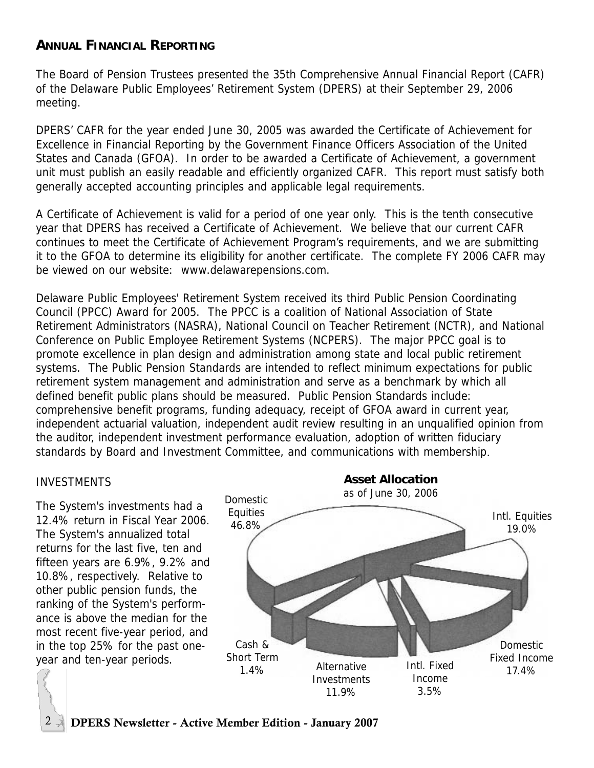## ANNUAL FINANCIAL REPORTING

The Board of Pension Trustees presented the 35th Comprehensive Annual Financial Report (CAFR) of the Delaware Public Employees' Retirement System (DPERS) at their September 29, 2006 meeting.

DPERS' CAFR for the year ended June 30, 2005 was awarded the Certificate of Achievement for Excellence in Financial Reporting by the Government Finance Officers Association of the United States and Canada (GFOA). In order to be awarded a Certificate of Achievement, a government unit must publish an easily readable and efficiently organized CAFR. This report must satisfy both generally accepted accounting principles and applicable legal requirements.

A Certificate of Achievement is valid for a period of one year only. This is the tenth consecutive year that DPERS has received a Certificate of Achievement. We believe that our current CAFR continues to meet the Certificate of Achievement Program's requirements, and we are submitting it to the GFOA to determine its eligibility for another certificate. The complete FY 2006 CAFR may be viewed on our website: www.delawarepensions.com.

Delaware Public Employees' Retirement System received its third Public Pension Coordinating Council (PPCC) Award for 2005. The PPCC is a coalition of National Association of State Retirement Administrators (NASRA), National Council on Teacher Retirement (NCTR), and National Conference on Public Employee Retirement Systems (NCPERS). The major PPCC goal is to promote excellence in plan design and administration among state and local public retirement systems. The Public Pension Standards are intended to reflect minimum expectations for public retirement system management and administration and serve as a benchmark by which all defined benefit public plans should be measured. Public Pension Standards include: comprehensive benefit programs, funding adequacy, receipt of GFOA award in current year, independent actuarial valuation, independent audit review resulting in an unqualified opinion from the auditor, independent investment performance evaluation, adoption of written fiduciary standards by Board and Investment Committee, and communications with membership.

### INVESTMENTS

The System's investments had a 12.4% return in Fiscal Year 2006. The System's annualized total returns for the last five, ten and fifteen years are 6.9%, 9.2% and 10.8%, respectively. Relative to other public pension funds, the ranking of the System's performance is above the median for the most recent five-year period, and in the top 25% for the past one-year and ten-year periods.

**Asset Allocation**
as of June 30, 2006

| Asset Class | Allocation |
| --- | --- |
| Domestic Equities | 46.8% |
| Intl. Equities | 19.0% |
| Domestic Fixed Income | 17.4% |
| Intl. Fixed Income | 3.5% |
| Alternative Investments | 11.9% |
| Cash & Short Term | 1.4% |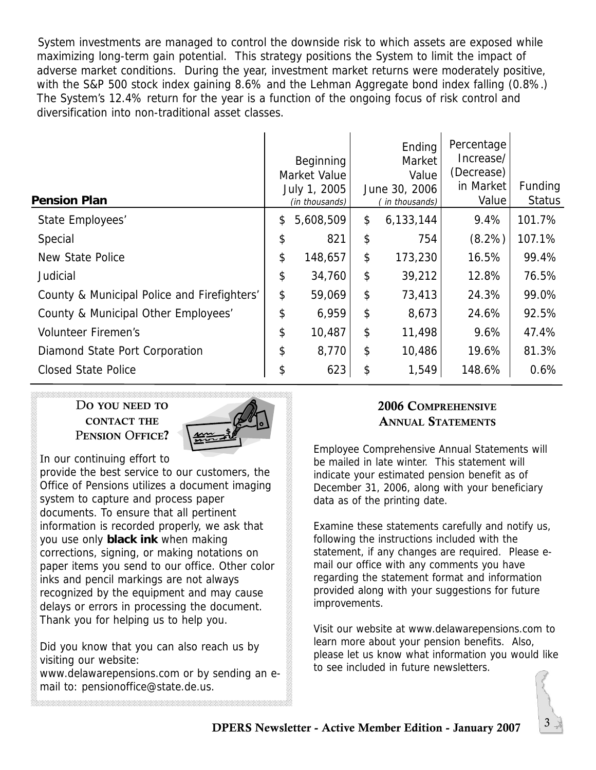System investments are managed to control the downside risk to which assets are exposed while maximizing long-term gain potential. This strategy positions the System to limit the impact of adverse market conditions. During the year, investment market returns were moderately positive, with the S&P 500 stock index gaining 8.6% and the Lehman Aggregate bond index falling (0.8%.) The System's 12.4% return for the year is a function of the ongoing focus of risk control and diversification into non-traditional asset classes.

| Pension Plan | Beginning Market Value July 1, 2005 *(in thousands)* | Ending Market Value June 30, 2006 *( in thousands)* | Percentage Increase/ (Decrease) in Market Value | Funding Status |
|---|---|---|---|---|
| State Employees' | $ 5,608,509 | $ 6,133,144 | 9.4% | 101.7% |
| Special | $ 821 | $ 754 | (8.2%) | 107.1% |
| New State Police | $ 148,657 | $ 173,230 | 16.5% | 99.4% |
| Judicial | $ 34,760 | $ 39,212 | 12.8% | 76.5% |
| County & Municipal Police and Firefighters' | $ 59,069 | $ 73,413 | 24.3% | 99.0% |
| County & Municipal Other Employees' | $ 6,959 | $ 8,673 | 24.6% | 92.5% |
| Volunteer Firemen's | $ 10,487 | $ 11,498 | 9.6% | 47.4% |
| Diamond State Port Corporation | $ 8,770 | $ 10,486 | 19.6% | 81.3% |
| Closed State Police | $ 623 | $ 1,549 | 148.6% | 0.6% |

## Do you need to contact the Pension Office?

In our continuing effort to provide the best service to our customers, the Office of Pensions utilizes a document imaging system to capture and process paper documents. To ensure that all pertinent information is recorded properly, we ask that you use only **black ink** when making corrections, signing, or making notations on paper items you send to our office. Other color inks and pencil markings are not always recognized by the equipment and may cause delays or errors in processing the document. Thank you for helping us to help you.

Did you know that you can also reach us by visiting our website: www.delawarepensions.com or by sending an e-mail to: pensionoffice@state.de.us.

## 2006 Comprehensive Annual Statements

Employee Comprehensive Annual Statements will be mailed in late winter. This statement will indicate your estimated pension benefit as of December 31, 2006, along with your beneficiary data as of the printing date.

Examine these statements carefully and notify us, following the instructions included with the statement, if any changes are required. Please e-mail our office with any comments you have regarding the statement format and information provided along with your suggestions for future improvements.

Visit our website at www.delawarepensions.com to learn more about your pension benefits. Also, please let us know what information you would like to see included in future newsletters.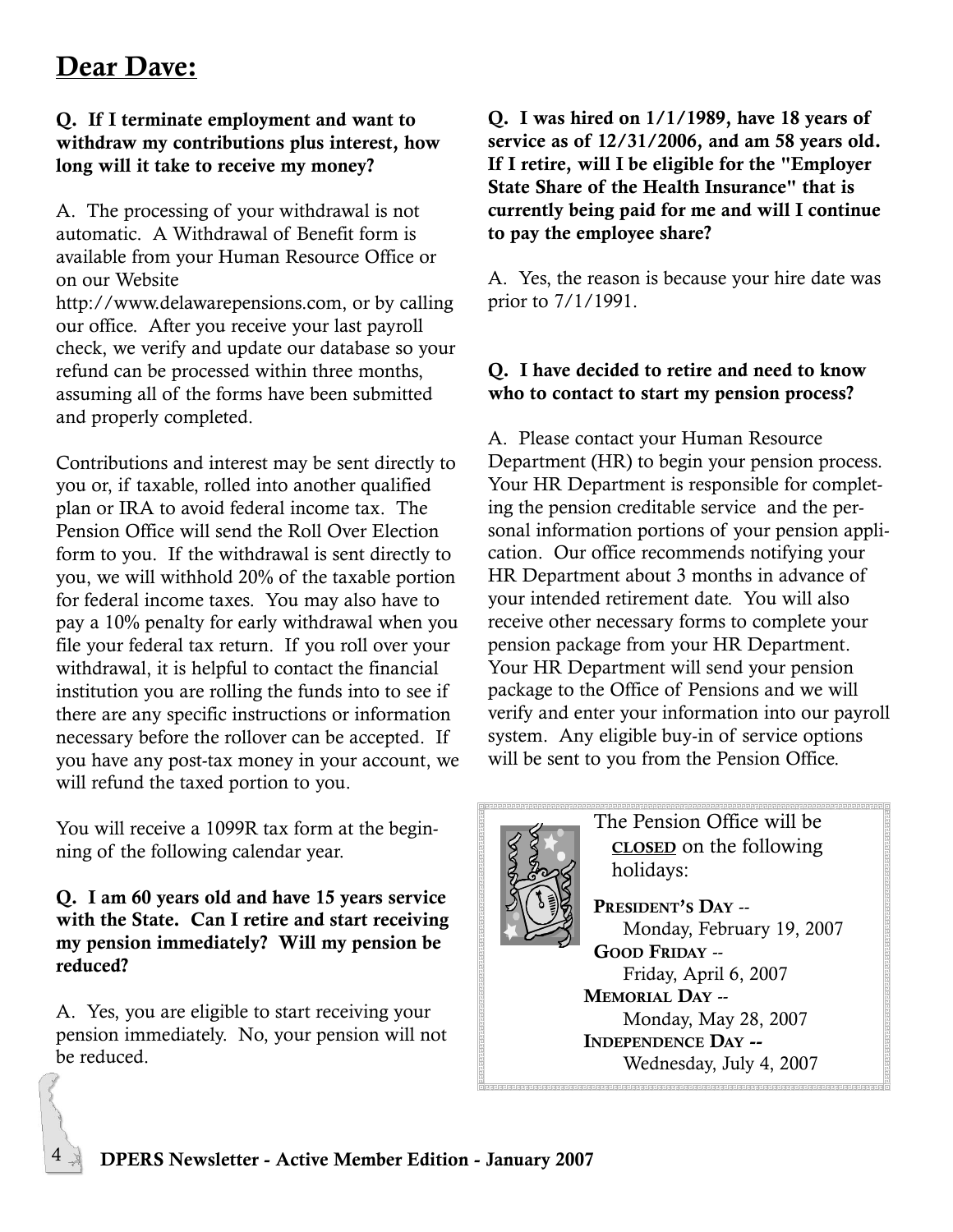# Dear Dave:

**Q. If I terminate employment and want to withdraw my contributions plus interest, how long will it take to receive my money?**

A. The processing of your withdrawal is not automatic. A Withdrawal of Benefit form is available from your Human Resource Office or on our Website http://www.delawarepensions.com, or by calling our office. After you receive your last payroll check, we verify and update our database so your refund can be processed within three months, assuming all of the forms have been submitted and properly completed.

Contributions and interest may be sent directly to you or, if taxable, rolled into another qualified plan or IRA to avoid federal income tax. The Pension Office will send the Roll Over Election form to you. If the withdrawal is sent directly to you, we will withhold 20% of the taxable portion for federal income taxes. You may also have to pay a 10% penalty for early withdrawal when you file your federal tax return. If you roll over your withdrawal, it is helpful to contact the financial institution you are rolling the funds into to see if there are any specific instructions or information necessary before the rollover can be accepted. If you have any post-tax money in your account, we will refund the taxed portion to you.

You will receive a 1099R tax form at the beginning of the following calendar year.

**Q. I am 60 years old and have 15 years service with the State. Can I retire and start receiving my pension immediately? Will my pension be reduced?**

A. Yes, you are eligible to start receiving your pension immediately. No, your pension will not be reduced.

**Q. I was hired on 1/1/1989, have 18 years of service as of 12/31/2006, and am 58 years old. If I retire, will I be eligible for the "Employer State Share of the Health Insurance" that is currently being paid for me and will I continue to pay the employee share?**

A. Yes, the reason is because your hire date was prior to 7/1/1991.

**Q. I have decided to retire and need to know who to contact to start my pension process?**

A. Please contact your Human Resource Department (HR) to begin your pension process. Your HR Department is responsible for completing the pension creditable service and the personal information portions of your pension application. Our office recommends notifying your HR Department about 3 months in advance of your intended retirement date. You will also receive other necessary forms to complete your pension package from your HR Department. Your HR Department will send your pension package to the Office of Pensions and we will verify and enter your information into our payroll system. Any eligible buy-in of service options will be sent to you from the Pension Office.

The Pension Office will be <u>**CLOSED**</u> on the following holidays:

**PRESIDENT'S DAY** -- Monday, February 19, 2007

**GOOD FRIDAY** -- Friday, April 6, 2007

**MEMORIAL DAY** -- Monday, May 28, 2007

**INDEPENDENCE DAY** -- Wednesday, July 4, 2007

DPERS Newsletter - Active Member Edition - January 2007